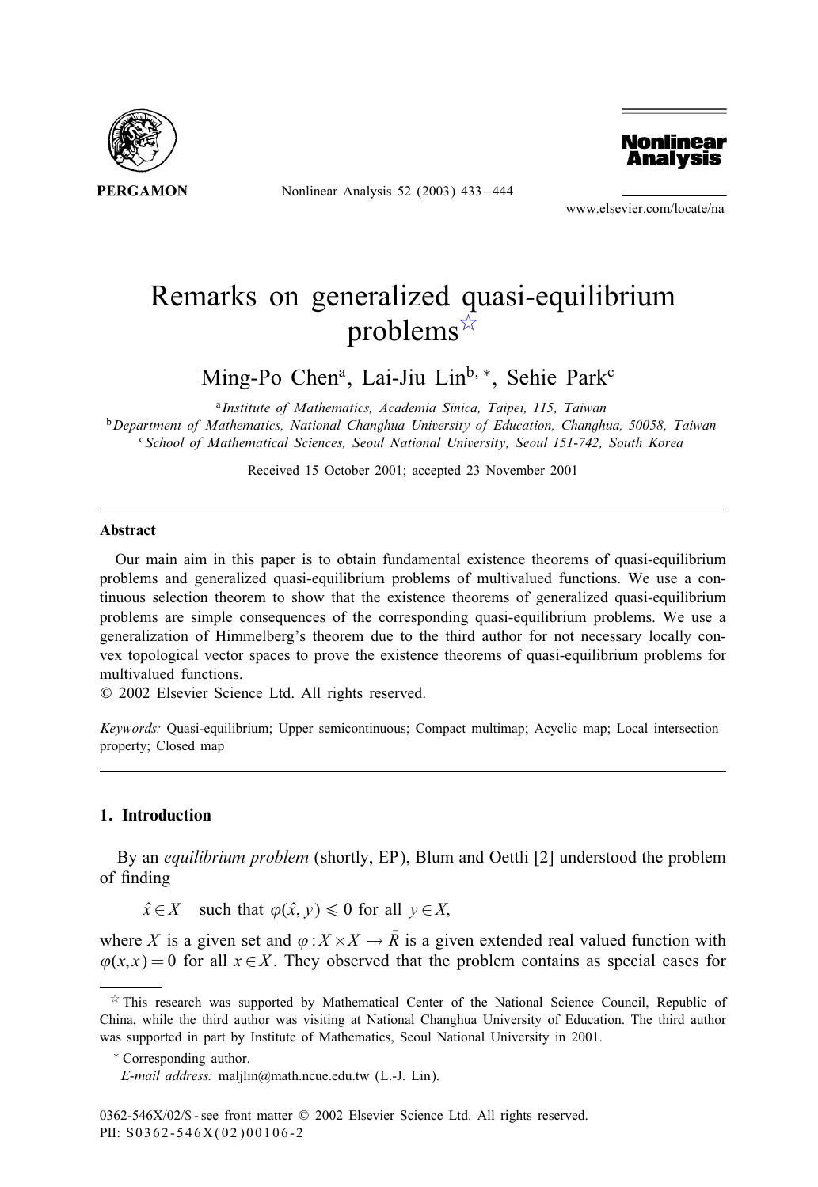# Remarks on generalized quasi-equilibrium problems[☆]

Ming-Po Chen[a], Lai-Jiu Lin[b,*], Sehie Park[c]

[a] *Institute of Mathematics, Academia Sinica, Taipei, 115, Taiwan*
[b] *Department of Mathematics, National Changhua University of Education, Changhua, 50058, Taiwan*
[c] *School of Mathematical Sciences, Seoul National University, Seoul 151-742, South Korea*

Received 15 October 2001; accepted 23 November 2001

## Abstract

Our main aim in this paper is to obtain fundamental existence theorems of quasi-equilibrium problems and generalized quasi-equilibrium problems of multivalued functions. We use a continuous selection theorem to show that the existence theorems of generalized quasi-equilibrium problems are simple consequences of the corresponding quasi-equilibrium problems. We use a generalization of Himmelberg's theorem due to the third author for not necessary locally convex topological vector spaces to prove the existence theorems of quasi-equilibrium problems for multivalued functions.

© 2002 Elsevier Science Ltd. All rights reserved.

*Keywords:* Quasi-equilibrium; Upper semicontinuous; Compact multimap; Acyclic map; Local intersection property; Closed map

## 1. Introduction

By an *equilibrium problem* (shortly, EP), Blum and Oettli [2] understood the problem of finding

$$\hat{x} \in X \quad \text{such that } \varphi(\hat{x}, y) \leqslant 0 \text{ for all } y \in X,$$

where $X$ is a given set and $\varphi : X \times X \to \bar{R}$ is a given extended real valued function with $\varphi(x, x) = 0$ for all $x \in X$. They observed that the problem contains as special cases for

---

[☆] This research was supported by Mathematical Center of the National Science Council, Republic of China, while the third author was visiting at National Changhua University of Education. The third author was supported in part by Institute of Mathematics, Seoul National University in 2001.

[*] Corresponding author.

*E-mail address:* maljlin@math.ncue.edu.tw (L.-J. Lin).

0362-546X/02/$ - see front matter © 2002 Elsevier Science Ltd. All rights reserved.
PII: S0362-546X(02)00106-2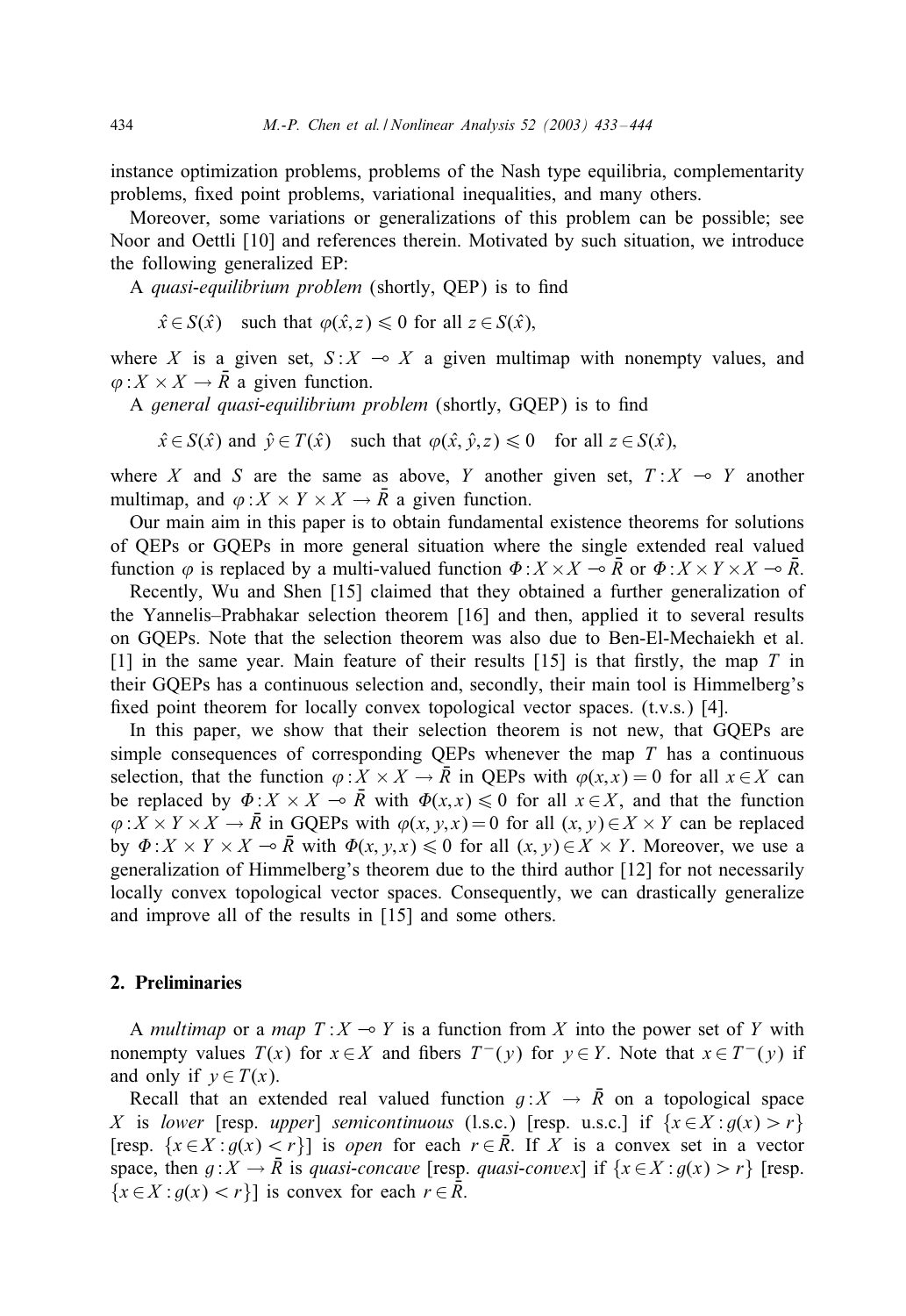instance optimization problems, problems of the Nash type equilibria, complementarity problems, fixed point problems, variational inequalities, and many others.

Moreover, some variations or generalizations of this problem can be possible; see Noor and Oettli [10] and references therein. Motivated by such situation, we introduce the following generalized EP:

A *quasi-equilibrium problem* (shortly, QEP) is to find

$$\hat{x} \in S(\hat{x}) \quad \text{such that } \varphi(\hat{x}, z) \leqslant 0 \text{ for all } z \in S(\hat{x}),$$

where $X$ is a given set, $S : X \multimap X$ a given multimap with nonempty values, and $\varphi : X \times X \to \bar{R}$ a given function.

A *general quasi-equilibrium problem* (shortly, GQEP) is to find

$$\hat{x} \in S(\hat{x}) \text{ and } \hat{y} \in T(\hat{x}) \quad \text{such that } \varphi(\hat{x}, \hat{y}, z) \leqslant 0 \quad \text{for all } z \in S(\hat{x}),$$

where $X$ and $S$ are the same as above, $Y$ another given set, $T : X \multimap Y$ another multimap, and $\varphi : X \times Y \times X \to \bar{R}$ a given function.

Our main aim in this paper is to obtain fundamental existence theorems for solutions of QEPs or GQEPs in more general situation where the single extended real valued function $\varphi$ is replaced by a multi-valued function $\Phi : X \times X \multimap \bar{R}$ or $\Phi : X \times Y \times X \multimap \bar{R}$.

Recently, Wu and Shen [15] claimed that they obtained a further generalization of the Yannelis–Prabhakar selection theorem [16] and then, applied it to several results on GQEPs. Note that the selection theorem was also due to Ben-El-Mechaiekh et al. [1] in the same year. Main feature of their results [15] is that firstly, the map $T$ in their GQEPs has a continuous selection and, secondly, their main tool is Himmelberg's fixed point theorem for locally convex topological vector spaces. (t.v.s.) [4].

In this paper, we show that their selection theorem is not new, that GQEPs are simple consequences of corresponding QEPs whenever the map $T$ has a continuous selection, that the function $\varphi : X \times X \to \bar{R}$ in QEPs with $\varphi(x, x) = 0$ for all $x \in X$ can be replaced by $\Phi : X \times X \multimap \bar{R}$ with $\Phi(x, x) \leqslant 0$ for all $x \in X$, and that the function $\varphi : X \times Y \times X \to \bar{R}$ in GQEPs with $\varphi(x, y, x) = 0$ for all $(x, y) \in X \times Y$ can be replaced by $\Phi : X \times Y \times X \multimap \bar{R}$ with $\Phi(x, y, x) \leqslant 0$ for all $(x, y) \in X \times Y$. Moreover, we use a generalization of Himmelberg's theorem due to the third author [12] for not necessarily locally convex topological vector spaces. Consequently, we can drastically generalize and improve all of the results in [15] and some others.

## 2. Preliminaries

A *multimap* or a *map* $T : X \multimap Y$ is a function from $X$ into the power set of $Y$ with nonempty values $T(x)$ for $x \in X$ and fibers $T^{-}(y)$ for $y \in Y$. Note that $x \in T^{-}(y)$ if and only if $y \in T(x)$.

Recall that an extended real valued function $g : X \to \bar{R}$ on a topological space $X$ is *lower* [resp. *upper*] *semicontinuous* (l.s.c.) [resp. u.s.c.] if $\{x \in X : g(x) > r\}$ [resp. $\{x \in X : g(x) < r\}$] is *open* for each $r \in \bar{R}$. If $X$ is a convex set in a vector space, then $g : X \to \bar{R}$ is *quasi-concave* [resp. *quasi-convex*] if $\{x \in X : g(x) > r\}$ [resp. $\{x \in X : g(x) < r\}$] is convex for each $r \in \bar{R}$.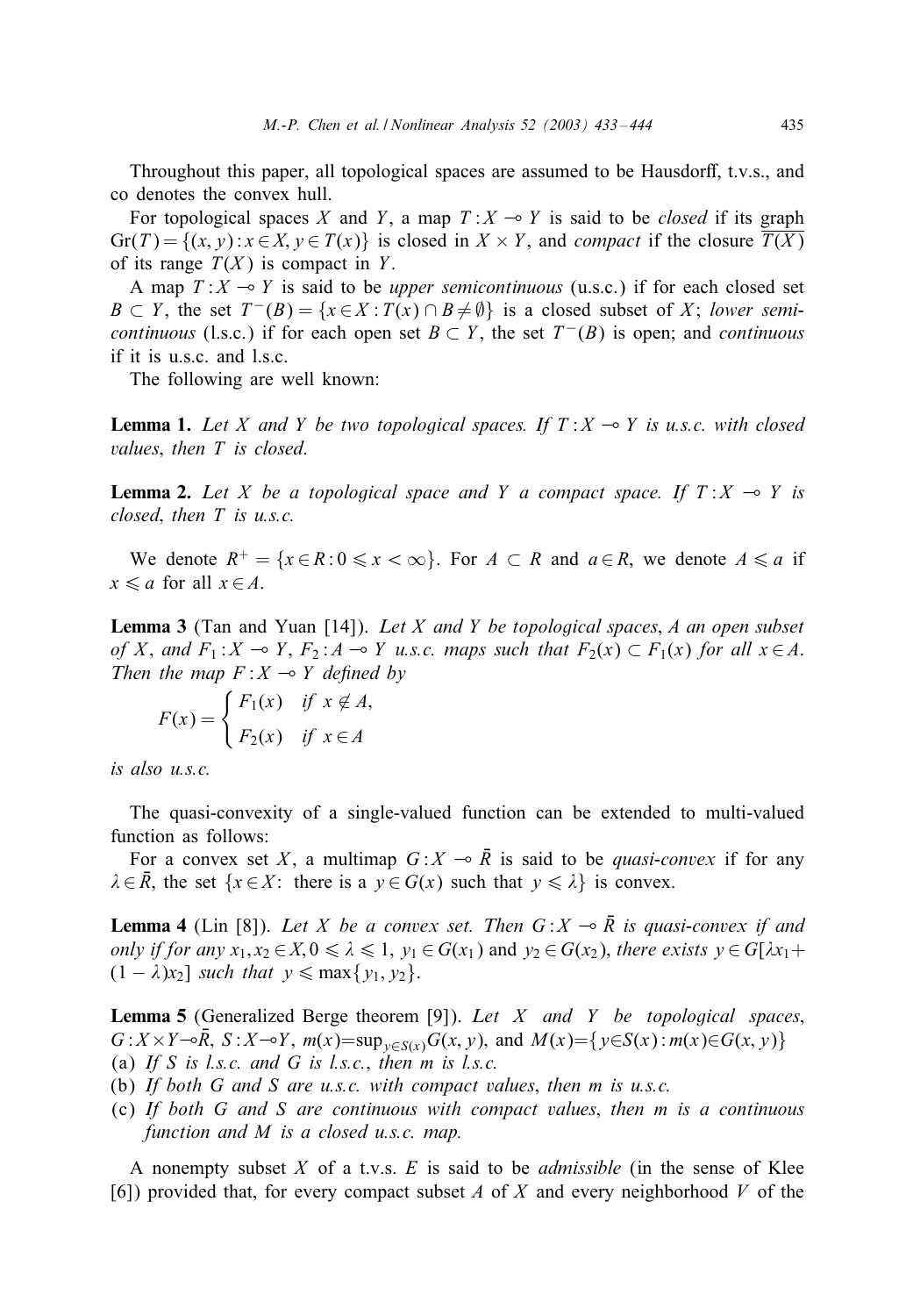Throughout this paper, all topological spaces are assumed to be Hausdorff, t.v.s., and co denotes the convex hull.

For topological spaces $X$ and $Y$, a map $T : X \multimap Y$ is said to be *closed* if its graph $\mathrm{Gr}(T) = \{(x, y) : x \in X, y \in T(x)\}$ is closed in $X \times Y$, and *compact* if the closure $\overline{T(X)}$ of its range $T(X)$ is compact in $Y$.

A map $T : X \multimap Y$ is said to be *upper semicontinuous* (u.s.c.) if for each closed set $B \subset Y$, the set $T^-(B) = \{x \in X : T(x) \cap B \neq \emptyset\}$ is a closed subset of $X$; *lower semicontinuous* (l.s.c.) if for each open set $B \subset Y$, the set $T^-(B)$ is open; and *continuous* if it is u.s.c. and l.s.c.

The following are well known:

**Lemma 1.** *Let $X$ and $Y$ be two topological spaces. If $T : X \multimap Y$ is u.s.c. with closed values, then $T$ is closed.*

**Lemma 2.** *Let $X$ be a topological space and $Y$ a compact space. If $T : X \multimap Y$ is closed, then $T$ is u.s.c.*

We denote $R^+ = \{x \in R : 0 \leqslant x < \infty\}$. For $A \subset R$ and $a \in R$, we denote $A \leqslant a$ if $x \leqslant a$ for all $x \in A$.

**Lemma 3** (Tan and Yuan [14]). *Let $X$ and $Y$ be topological spaces, $A$ an open subset of $X$, and $F_1 : X \multimap Y$, $F_2 : A \multimap Y$ u.s.c. maps such that $F_2(x) \subset F_1(x)$ for all $x \in A$. Then the map $F : X \multimap Y$ defined by*

$$F(x) = \begin{cases} F_1(x) & \text{if } x \notin A, \\ F_2(x) & \text{if } x \in A \end{cases}$$

*is also u.s.c.*

The quasi-convexity of a single-valued function can be extended to multi-valued function as follows:

For a convex set $X$, a multimap $G : X \multimap \bar{R}$ is said to be *quasi-convex* if for any $\lambda \in \bar{R}$, the set $\{x \in X:$ there is a $y \in G(x)$ such that $y \leqslant \lambda\}$ is convex.

**Lemma 4** (Lin [8]). *Let $X$ be a convex set. Then $G : X \multimap \bar{R}$ is quasi-convex if and only if for any $x_1, x_2 \in X, 0 \leqslant \lambda \leqslant 1$, $y_1 \in G(x_1)$ and $y_2 \in G(x_2)$, there exists $y \in G[\lambda x_1 + (1 - \lambda)x_2]$ such that $y \leqslant \max\{y_1, y_2\}$.*

**Lemma 5** (Generalized Berge theorem [9]). *Let $X$ and $Y$ be topological spaces, $G : X \times Y \multimap \bar{R}$, $S : X \multimap Y$, $m(x) = \sup_{y \in S(x)} G(x, y)$, and $M(x) = \{y \in S(x) : m(x) \in G(x, y)\}$*

(a) *If $S$ is l.s.c. and $G$ is l.s.c., then $m$ is l.s.c.*
(b) *If both $G$ and $S$ are u.s.c. with compact values, then $m$ is u.s.c.*
(c) *If both $G$ and $S$ are continuous with compact values, then $m$ is a continuous function and $M$ is a closed u.s.c. map.*

A nonempty subset $X$ of a t.v.s. $E$ is said to be *admissible* (in the sense of Klee [6]) provided that, for every compact subset $A$ of $X$ and every neighborhood $V$ of the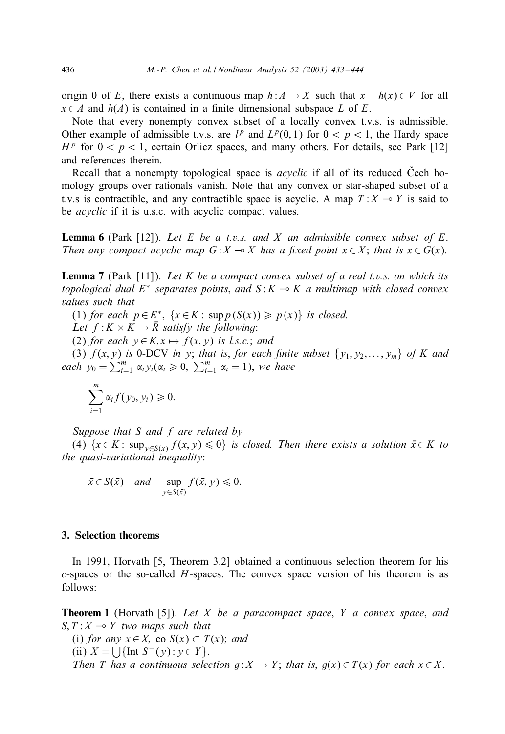origin 0 of $E$, there exists a continuous map $h: A \to X$ such that $x - h(x) \in V$ for all $x \in A$ and $h(A)$ is contained in a finite dimensional subspace $L$ of $E$.

Note that every nonempty convex subset of a locally convex t.v.s. is admissible. Other example of admissible t.v.s. are $l^p$ and $L^p(0,1)$ for $0 < p < 1$, the Hardy space $H^p$ for $0 < p < 1$, certain Orlicz spaces, and many others. For details, see Park [12] and references therein.

Recall that a nonempty topological space is *acyclic* if all of its reduced Čech homology groups over rationals vanish. Note that any convex or star-shaped subset of a t.v.s is contractible, and any contractible space is acyclic. A map $T: X \multimap Y$ is said to be *acyclic* if it is u.s.c. with acyclic compact values.

**Lemma 6** (Park [12]). *Let $E$ be a t.v.s. and $X$ an admissible convex subset of $E$. Then any compact acyclic map $G: X \multimap X$ has a fixed point $x \in X$; that is $x \in G(x)$.*

**Lemma 7** (Park [11]). *Let $K$ be a compact convex subset of a real t.v.s. on which its topological dual $E^*$ separates points, and $S: K \multimap K$ a multimap with closed convex values such that*

*(1) for each $p \in E^*$, $\{x \in K : \sup p(S(x)) \geqslant p(x)\}$ is closed.*

*Let $f: K \times K \to \bar{R}$ satisfy the following:*

*(2) for each $y \in K, x \mapsto f(x,y)$ is l.s.c.; and*

*(3) $f(x,y)$ is 0-DCV in $y$; that is, for each finite subset $\{y_1, y_2, \ldots, y_m\}$ of $K$ and each $y_0 = \sum_{i=1}^m \alpha_i y_i (\alpha_i \geqslant 0, \sum_{i=1}^m \alpha_i = 1)$, we have*

$$\sum_{i=1}^{m} \alpha_i f(y_0, y_i) \geqslant 0.$$

*Suppose that $S$ and $f$ are related by*

*(4) $\{x \in K : \sup_{y \in S(x)} f(x,y) \leqslant 0\}$ is closed. Then there exists a solution $\bar{x} \in K$ to the quasi-variational inequality:*

$$\bar{x} \in S(\bar{x}) \quad \text{and} \quad \sup_{y \in S(\bar{x})} f(\bar{x}, y) \leqslant 0.$$

## 3. Selection theorems

In 1991, Horvath [5, Theorem 3.2] obtained a continuous selection theorem for his $c$-spaces or the so-called $H$-spaces. The convex space version of his theorem is as follows:

**Theorem 1** (Horvath [5]). *Let $X$ be a paracompact space, $Y$ a convex space, and $S, T: X \multimap Y$ two maps such that*

*(i) for any $x \in X$, $\operatorname{co} S(x) \subset T(x)$; and*

*(ii) $X = \bigcup \{\operatorname{Int} S^-(y) : y \in Y\}$.*

*Then $T$ has a continuous selection $g: X \to Y$; that is, $g(x) \in T(x)$ for each $x \in X$.*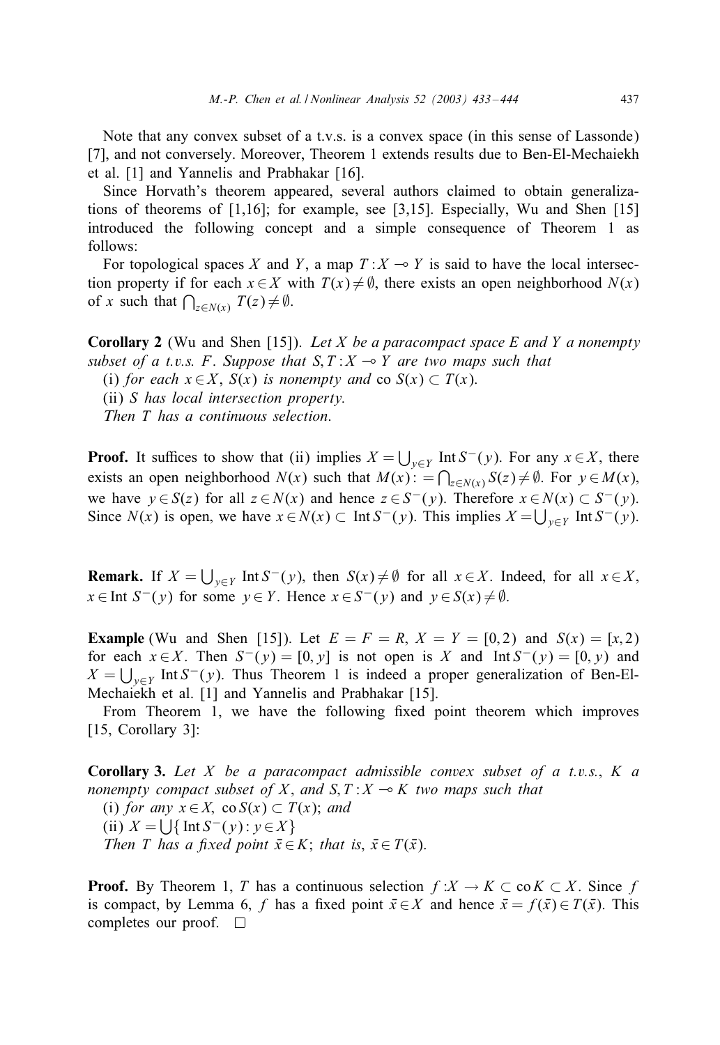Note that any convex subset of a t.v.s. is a convex space (in this sense of Lassonde) [7], and not conversely. Moreover, Theorem 1 extends results due to Ben-El-Mechaiekh et al. [1] and Yannelis and Prabhakar [16].

Since Horvath's theorem appeared, several authors claimed to obtain generalizations of theorems of [1,16]; for example, see [3,15]. Especially, Wu and Shen [15] introduced the following concept and a simple consequence of Theorem 1 as follows:

For topological spaces $X$ and $Y$, a map $T : X \multimap Y$ is said to have the local intersection property if for each $x \in X$ with $T(x) \neq \emptyset$, there exists an open neighborhood $N(x)$ of $x$ such that $\bigcap_{z \in N(x)} T(z) \neq \emptyset$.

**Corollary 2** (Wu and Shen [15]). *Let $X$ be a paracompact space $E$ and $Y$ a nonempty subset of a t.v.s. $F$. Suppose that $S, T : X \multimap Y$ are two maps such that*

(i) *for each $x \in X$, $S(x)$ is nonempty and* $\operatorname{co} S(x) \subset T(x)$.

(ii) *$S$ has local intersection property.*

*Then $T$ has a continuous selection.*

**Proof.** It suffices to show that (ii) implies $X = \bigcup_{y \in Y} \operatorname{Int} S^{-}(y)$. For any $x \in X$, there exists an open neighborhood $N(x)$ such that $M(x) := \bigcap_{z \in N(x)} S(z) \neq \emptyset$. For $y \in M(x)$, we have $y \in S(z)$ for all $z \in N(x)$ and hence $z \in S^{-}(y)$. Therefore $x \in N(x) \subset S^{-}(y)$. Since $N(x)$ is open, we have $x \in N(x) \subset \operatorname{Int} S^{-}(y)$. This implies $X = \bigcup_{y \in Y} \operatorname{Int} S^{-}(y)$.

**Remark.** If $X = \bigcup_{y \in Y} \operatorname{Int} S^{-}(y)$, then $S(x) \neq \emptyset$ for all $x \in X$. Indeed, for all $x \in X$, $x \in \operatorname{Int} S^{-}(y)$ for some $y \in Y$. Hence $x \in S^{-}(y)$ and $y \in S(x) \neq \emptyset$.

**Example** (Wu and Shen [15]). Let $E = F = R$, $X = Y = [0, 2)$ and $S(x) = [x, 2)$ for each $x \in X$. Then $S^{-}(y) = [0, y]$ is not open is $X$ and $\operatorname{Int} S^{-}(y) = [0, y)$ and $X = \bigcup_{y \in Y} \operatorname{Int} S^{-}(y)$. Thus Theorem 1 is indeed a proper generalization of Ben-El-Mechaiekh et al. [1] and Yannelis and Prabhakar [15].

From Theorem 1, we have the following fixed point theorem which improves [15, Corollary 3]:

**Corollary 3.** *Let $X$ be a paracompact admissible convex subset of a t.v.s., $K$ a nonempty compact subset of $X$, and $S, T : X \multimap K$ two maps such that*

(i) *for any $x \in X$, $\operatorname{co} S(x) \subset T(x)$; and*

(ii) $X = \bigcup \{ \operatorname{Int} S^{-}(y) : y \in X \}$

*Then $T$ has a fixed point $\bar{x} \in K$; that is, $\bar{x} \in T(\bar{x})$.*

**Proof.** By Theorem 1, $T$ has a continuous selection $f : X \to K \subset \operatorname{co} K \subset X$. Since $f$ is compact, by Lemma 6, $f$ has a fixed point $\bar{x} \in X$ and hence $\bar{x} = f(\bar{x}) \in T(\bar{x})$. This completes our proof. $\square$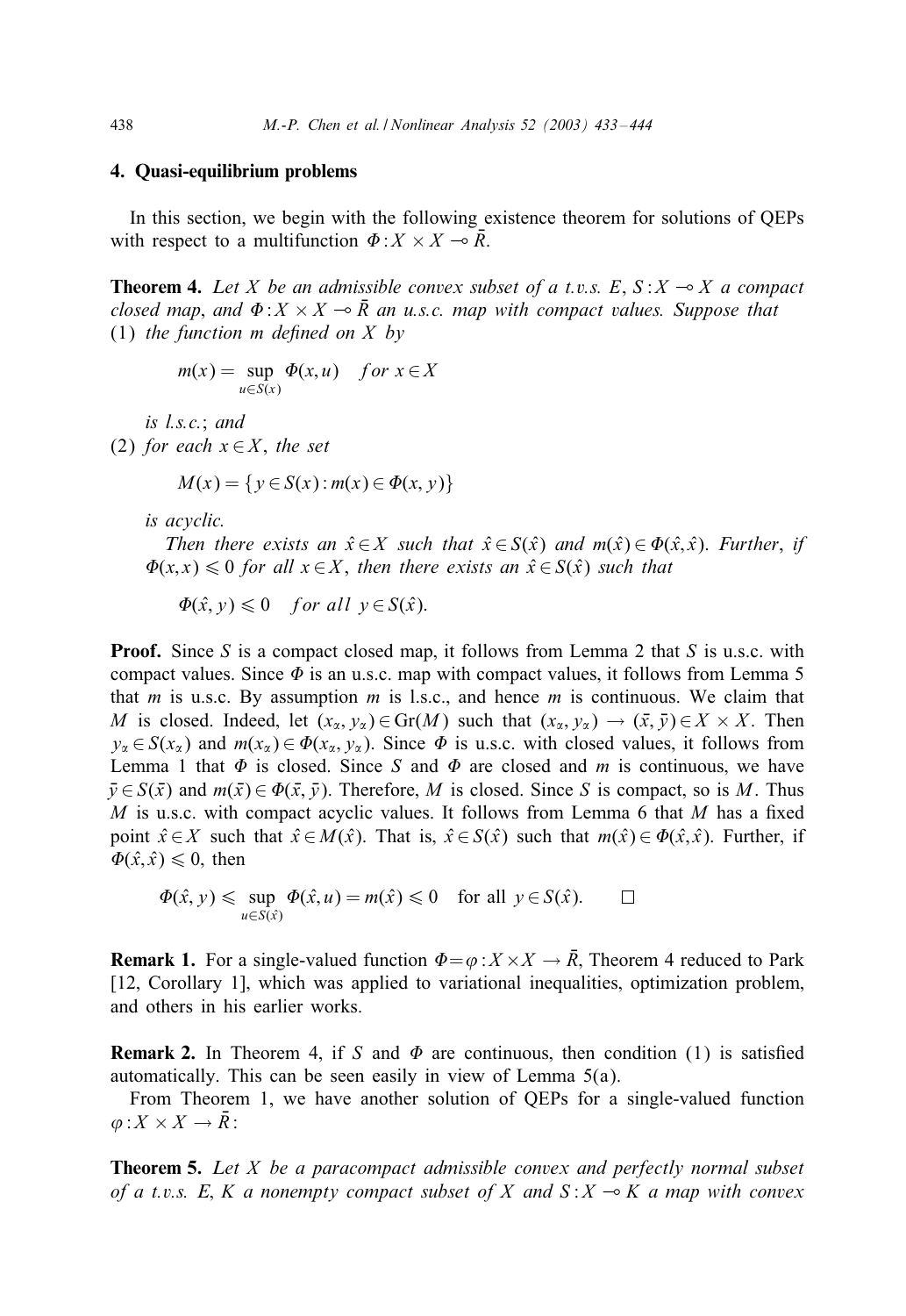## 4. Quasi-equilibrium problems

In this section, we begin with the following existence theorem for solutions of QEPs with respect to a multifunction $\Phi : X \times X \multimap \bar{R}$.

**Theorem 4.** *Let $X$ be an admissible convex subset of a t.v.s. $E$, $S : X \multimap X$ a compact closed map, and $\Phi : X \times X \multimap \bar{R}$ an u.s.c. map with compact values. Suppose that*
(1) *the function $m$ defined on $X$ by*

$$m(x) = \sup_{u \in S(x)} \Phi(x, u) \quad \textit{for } x \in X$$

*is l.s.c.; and*
(2) *for each $x \in X$, the set*

$$M(x) = \{y \in S(x) : m(x) \in \Phi(x, y)\}$$

*is acyclic.*
*Then there exists an $\hat{x} \in X$ such that $\hat{x} \in S(\hat{x})$ and $m(\hat{x}) \in \Phi(\hat{x}, \hat{x})$. Further, if $\Phi(x, x) \leqslant 0$ for all $x \in X$, then there exists an $\hat{x} \in S(\hat{x})$ such that*

$$\Phi(\hat{x}, y) \leqslant 0 \quad \textit{for all } y \in S(\hat{x}).$$

**Proof.** Since $S$ is a compact closed map, it follows from Lemma 2 that $S$ is u.s.c. with compact values. Since $\Phi$ is an u.s.c. map with compact values, it follows from Lemma 5 that $m$ is u.s.c. By assumption $m$ is l.s.c., and hence $m$ is continuous. We claim that $M$ is closed. Indeed, let $(x_\alpha, y_\alpha) \in \mathrm{Gr}(M)$ such that $(x_\alpha, y_\alpha) \to (\bar{x}, \bar{y}) \in X \times X$. Then $y_\alpha \in S(x_\alpha)$ and $m(x_\alpha) \in \Phi(x_\alpha, y_\alpha)$. Since $\Phi$ is u.s.c. with closed values, it follows from Lemma 1 that $\Phi$ is closed. Since $S$ and $\Phi$ are closed and $m$ is continuous, we have $\bar{y} \in S(\bar{x})$ and $m(\bar{x}) \in \Phi(\bar{x}, \bar{y})$. Therefore, $M$ is closed. Since $S$ is compact, so is $M$. Thus $M$ is u.s.c. with compact acyclic values. It follows from Lemma 6 that $M$ has a fixed point $\hat{x} \in X$ such that $\hat{x} \in M(\hat{x})$. That is, $\hat{x} \in S(\hat{x})$ such that $m(\hat{x}) \in \Phi(\hat{x}, \hat{x})$. Further, if $\Phi(\hat{x}, \hat{x}) \leqslant 0$, then

$$\Phi(\hat{x}, y) \leqslant \sup_{u \in S(\hat{x})} \Phi(\hat{x}, u) = m(\hat{x}) \leqslant 0 \quad \text{for all } y \in S(\hat{x}). \qquad \square$$

**Remark 1.** For a single-valued function $\Phi = \varphi : X \times X \to \bar{R}$, Theorem 4 reduced to Park [12, Corollary 1], which was applied to variational inequalities, optimization problem, and others in his earlier works.

**Remark 2.** In Theorem 4, if $S$ and $\Phi$ are continuous, then condition (1) is satisfied automatically. This can be seen easily in view of Lemma 5(a).

From Theorem 1, we have another solution of QEPs for a single-valued function $\varphi : X \times X \to \bar{R}$:

**Theorem 5.** *Let $X$ be a paracompact admissible convex and perfectly normal subset of a t.v.s. $E$, $K$ a nonempty compact subset of $X$ and $S : X \multimap K$ a map with convex*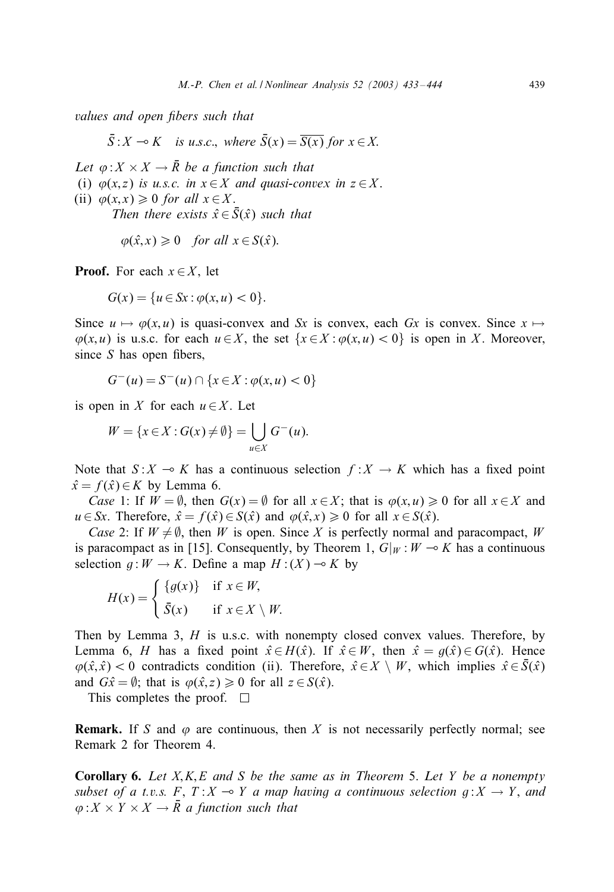*values and open fibers such that*

$$\bar{S} : X \multimap K \quad \text{is u.s.c., where } \bar{S}(x) = \overline{S(x)} \text{ for } x \in X.$$

*Let* $\varphi : X \times X \to \bar{R}$ *be a function such that*

(i) $\varphi(x,z)$ *is u.s.c. in* $x \in X$ *and quasi-convex in* $z \in X$.

(ii) $\varphi(x,x) \geqslant 0$ *for all* $x \in X$.

*Then there exists* $\hat{x} \in \bar{S}(\hat{x})$ *such that*

$$\varphi(\hat{x}, x) \geqslant 0 \quad \text{for all } x \in S(\hat{x}).$$

**Proof.** For each $x \in X$, let

$$G(x) = \{u \in Sx : \varphi(x,u) < 0\}.$$

Since $u \mapsto \varphi(x,u)$ is quasi-convex and $Sx$ is convex, each $Gx$ is convex. Since $x \mapsto \varphi(x,u)$ is u.s.c. for each $u \in X$, the set $\{x \in X : \varphi(x,u) < 0\}$ is open in $X$. Moreover, since $S$ has open fibers,

$$G^{-}(u) = S^{-}(u) \cap \{x \in X : \varphi(x,u) < 0\}$$

is open in $X$ for each $u \in X$. Let

$$W = \{x \in X : G(x) \neq \emptyset\} = \bigcup_{u \in X} G^{-}(u).$$

Note that $S : X \multimap K$ has a continuous selection $f : X \to K$ which has a fixed point $\hat{x} = f(\hat{x}) \in K$ by Lemma 6.

*Case* 1: If $W = \emptyset$, then $G(x) = \emptyset$ for all $x \in X$; that is $\varphi(x,u) \geqslant 0$ for all $x \in X$ and $u \in Sx$. Therefore, $\hat{x} = f(\hat{x}) \in S(\hat{x})$ and $\varphi(\hat{x},x) \geqslant 0$ for all $x \in S(\hat{x})$.

*Case* 2: If $W \neq \emptyset$, then $W$ is open. Since $X$ is perfectly normal and paracompact, $W$ is paracompact as in [15]. Consequently, by Theorem 1, $G|_W : W \multimap K$ has a continuous selection $g : W \to K$. Define a map $H : (X) \multimap K$ by

$$H(x) = \begin{cases} \{g(x)\} & \text{if } x \in W, \\ \bar{S}(x) & \text{if } x \in X \setminus W. \end{cases}$$

Then by Lemma 3, $H$ is u.s.c. with nonempty closed convex values. Therefore, by Lemma 6, $H$ has a fixed point $\hat{x} \in H(\hat{x})$. If $\hat{x} \in W$, then $\hat{x} = g(\hat{x}) \in G(\hat{x})$. Hence $\varphi(\hat{x}, \hat{x}) < 0$ contradicts condition (ii). Therefore, $\hat{x} \in X \setminus W$, which implies $\hat{x} \in \bar{S}(\hat{x})$ and $G\hat{x} = \emptyset$; that is $\varphi(\hat{x}, z) \geqslant 0$ for all $z \in S(\hat{x})$.

This completes the proof. □

**Remark.** If $S$ and $\varphi$ are continuous, then $X$ is not necessarily perfectly normal; see Remark 2 for Theorem 4.

**Corollary 6.** *Let* $X, K, E$ *and* $S$ *be the same as in Theorem* 5. *Let* $Y$ *be a nonempty subset of a t.v.s.* $F$, $T : X \multimap Y$ *a map having a continuous selection* $g : X \to Y$, *and* $\varphi : X \times Y \times X \to \bar{R}$ *a function such that*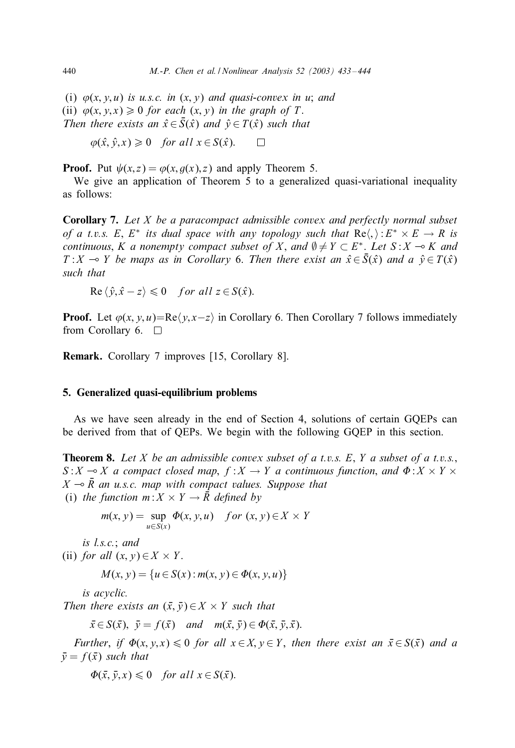(i) $\varphi(x, y, u)$ *is u.s.c. in* $(x, y)$ *and quasi-convex in* $u$; *and*
(ii) $\varphi(x, y, x) \geqslant 0$ *for each* $(x, y)$ *in the graph of* $T$.
*Then there exists an* $\hat{x} \in \bar{S}(\hat{x})$ *and* $\hat{y} \in T(\hat{x})$ *such that*

$$\varphi(\hat{x}, \hat{y}, x) \geqslant 0 \quad \textit{for all } x \in S(\hat{x}). \qquad \square$$

**Proof.** Put $\psi(x, z) = \varphi(x, g(x), z)$ and apply Theorem 5.

We give an application of Theorem 5 to a generalized quasi-variational inequality as follows:

**Corollary 7.** *Let* $X$ *be a paracompact admissible convex and perfectly normal subset of a t.v.s.* $E$, $E^*$ *its dual space with any topology such that* $\mathrm{Re}\langle , \rangle : E^* \times E \to R$ *is continuous*, $K$ *a nonempty compact subset of* $X$, *and* $\emptyset \neq Y \subset E^*$. *Let* $S : X \multimap K$ *and* $T : X \multimap Y$ *be maps as in Corollary* 6. *Then there exist an* $\hat{x} \in \bar{S}(\hat{x})$ *and a* $\hat{y} \in T(\hat{x})$ *such that*

$$\mathrm{Re}\,\langle \hat{y}, \hat{x} - z \rangle \leqslant 0 \quad \textit{for all } z \in S(\hat{x}).$$

**Proof.** Let $\varphi(x, y, u) = \mathrm{Re}\langle y, x - z \rangle$ in Corollary 6. Then Corollary 7 follows immediately from Corollary 6. $\square$

**Remark.** Corollary 7 improves [15, Corollary 8].

## 5. Generalized quasi-equilibrium problems

As we have seen already in the end of Section 4, solutions of certain GQEPs can be derived from that of QEPs. We begin with the following GQEP in this section.

**Theorem 8.** *Let* $X$ *be an admissible convex subset of a t.v.s.* $E$, $Y$ *a subset of a t.v.s.*, $S : X \multimap X$ *a compact closed map*, $f : X \to Y$ *a continuous function, and* $\Phi : X \times Y \times X \multimap \bar{R}$ *an u.s.c. map with compact values. Suppose that*
(i) *the function* $m : X \times Y \to \bar{R}$ *defined by*

$$m(x, y) = \sup_{u \in S(x)} \Phi(x, y, u) \quad \textit{for } (x, y) \in X \times Y$$

*is l.s.c.*; *and*
(ii) *for all* $(x, y) \in X \times Y$.

$$M(x, y) = \{u \in S(x) : m(x, y) \in \Phi(x, y, u)\}$$

*is acyclic.*
*Then there exists an* $(\bar{x}, \bar{y}) \in X \times Y$ *such that*

$$\bar{x} \in S(\bar{x}), \; \bar{y} = f(\bar{x}) \quad \textit{and} \quad m(\bar{x}, \bar{y}) \in \Phi(\bar{x}, \bar{y}, \bar{x}).$$

*Further*, *if* $\Phi(x, y, x) \leqslant 0$ *for all* $x \in X, y \in Y$, *then there exist an* $\bar{x} \in S(\bar{x})$ *and a* $\bar{y} = f(\bar{x})$ *such that*

$$\Phi(\bar{x}, \bar{y}, x) \leqslant 0 \quad \textit{for all } x \in S(\bar{x}).$$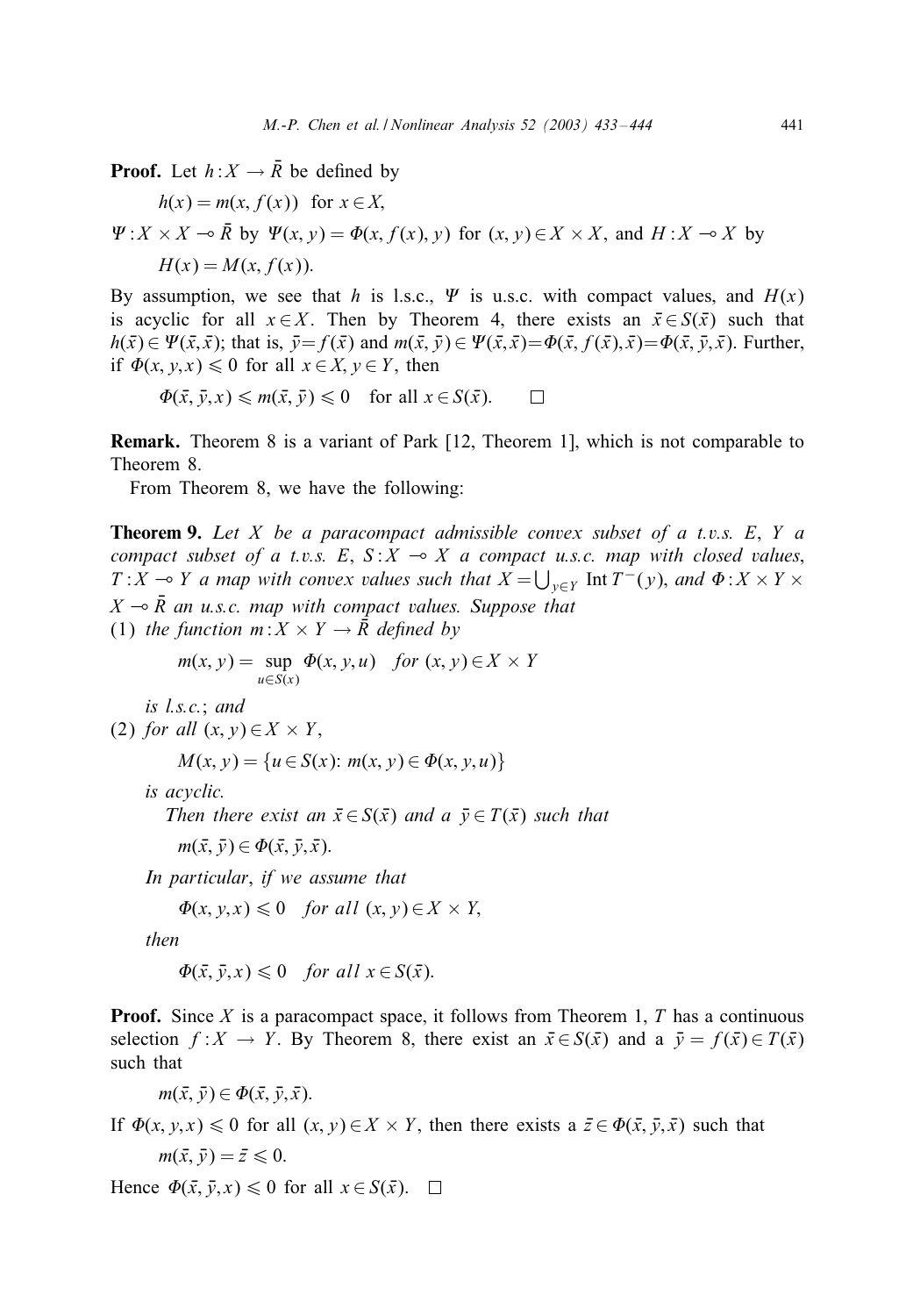**Proof.** Let $h : X \to \bar{R}$ be defined by

$$h(x) = m(x, f(x)) \quad \text{for } x \in X,$$

$\Psi : X \times X \multimap \bar{R}$ by $\Psi(x, y) = \Phi(x, f(x), y)$ for $(x, y) \in X \times X$, and $H : X \multimap X$ by

$$H(x) = M(x, f(x)).$$

By assumption, we see that $h$ is l.s.c., $\Psi$ is u.s.c. with compact values, and $H(x)$ is acyclic for all $x \in X$. Then by Theorem 4, there exists an $\bar{x} \in S(\bar{x})$ such that $h(\bar{x}) \in \Psi(\bar{x}, \bar{x})$; that is, $\bar{y} = f(\bar{x})$ and $m(\bar{x}, \bar{y}) \in \Psi(\bar{x}, \bar{x}) = \Phi(\bar{x}, f(\bar{x}), \bar{x}) = \Phi(\bar{x}, \bar{y}, \bar{x})$. Further, if $\Phi(x, y, x) \leqslant 0$ for all $x \in X, y \in Y$, then

$$\Phi(\bar{x}, \bar{y}, x) \leqslant m(\bar{x}, \bar{y}) \leqslant 0 \quad \text{for all } x \in S(\bar{x}). \qquad \square$$

**Remark.** Theorem 8 is a variant of Park [12, Theorem 1], which is not comparable to Theorem 8.

From Theorem 8, we have the following:

**Theorem 9.** *Let $X$ be a paracompact admissible convex subset of a t.v.s. $E$, $Y$ a compact subset of a t.v.s. $E$, $S : X \multimap X$ a compact u.s.c. map with closed values, $T : X \multimap Y$ a map with convex values such that $X = \bigcup_{y \in Y} \operatorname{Int} T^{-}(y)$, and $\Phi : X \times Y \times X \multimap \bar{R}$ an u.s.c. map with compact values. Suppose that*

*(1) the function $m : X \times Y \to \bar{R}$ defined by*

$$m(x, y) = \sup_{u \in S(x)} \Phi(x, y, u) \quad \text{for } (x, y) \in X \times Y$$

*is l.s.c.; and*

*(2) for all $(x, y) \in X \times Y$,*

$$M(x, y) = \{u \in S(x) \colon m(x, y) \in \Phi(x, y, u)\}$$

*is acyclic.*

*Then there exist an $\bar{x} \in S(\bar{x})$ and a $\bar{y} \in T(\bar{x})$ such that*

$$m(\bar{x}, \bar{y}) \in \Phi(\bar{x}, \bar{y}, \bar{x}).$$

*In particular, if we assume that*

$$\Phi(x, y, x) \leqslant 0 \quad \text{for all } (x, y) \in X \times Y,$$

*then*

$$\Phi(\bar{x}, \bar{y}, x) \leqslant 0 \quad \text{for all } x \in S(\bar{x}).$$

**Proof.** Since $X$ is a paracompact space, it follows from Theorem 1, $T$ has a continuous selection $f : X \to Y$. By Theorem 8, there exist an $\bar{x} \in S(\bar{x})$ and a $\bar{y} = f(\bar{x}) \in T(\bar{x})$ such that

$$m(\bar{x}, \bar{y}) \in \Phi(\bar{x}, \bar{y}, \bar{x}).$$

If $\Phi(x, y, x) \leqslant 0$ for all $(x, y) \in X \times Y$, then there exists a $\bar{z} \in \Phi(\bar{x}, \bar{y}, \bar{x})$ such that

$$m(\bar{x}, \bar{y}) = \bar{z} \leqslant 0.$$

Hence $\Phi(\bar{x}, \bar{y}, x) \leqslant 0$ for all $x \in S(\bar{x})$. $\square$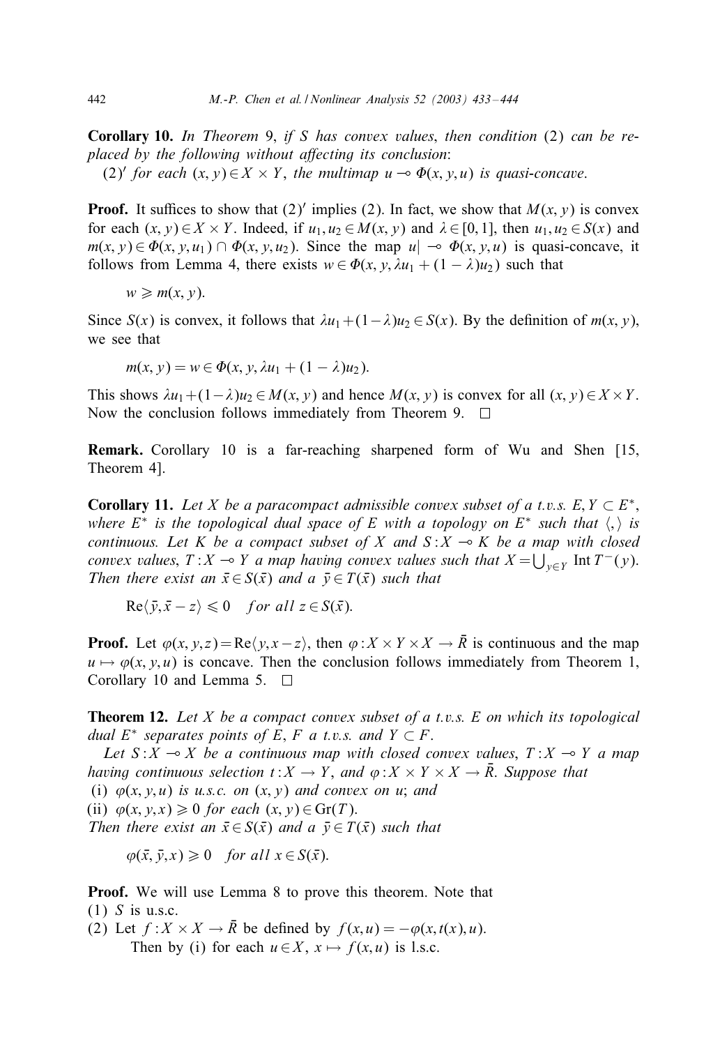**Corollary 10.** *In Theorem* 9, *if $S$ has convex values*, *then condition* (2) *can be replaced by the following without affecting its conclusion*:
(2)$'$ *for each* $(x,y)\in X\times Y$, *the multimap* $u\multimap \Phi(x,y,u)$ *is quasi-concave*.

**Proof.** It suffices to show that (2)$'$ implies (2). In fact, we show that $M(x,y)$ is convex for each $(x,y)\in X\times Y$. Indeed, if $u_1,u_2\in M(x,y)$ and $\lambda\in[0,1]$, then $u_1,u_2\in S(x)$ and $m(x,y)\in\Phi(x,y,u_1)\cap\Phi(x,y,u_2)$. Since the map $u|\multimap\Phi(x,y,u)$ is quasi-concave, it follows from Lemma 4, there exists $w\in\Phi(x,y,\lambda u_1+(1-\lambda)u_2)$ such that

$$w\geqslant m(x,y).$$

Since $S(x)$ is convex, it follows that $\lambda u_1+(1-\lambda)u_2\in S(x)$. By the definition of $m(x,y)$, we see that

$$m(x,y)=w\in\Phi(x,y,\lambda u_1+(1-\lambda)u_2).$$

This shows $\lambda u_1+(1-\lambda)u_2\in M(x,y)$ and hence $M(x,y)$ is convex for all $(x,y)\in X\times Y$. Now the conclusion follows immediately from Theorem 9. $\square$

**Remark.** Corollary 10 is a far-reaching sharpened form of Wu and Shen [15, Theorem 4].

**Corollary 11.** *Let $X$ be a paracompact admissible convex subset of a t.v.s. $E$, $Y\subset E^*$, where $E^*$ is the topological dual space of $E$ with a topology on $E^*$ such that $\langle,\rangle$ is continuous. Let $K$ be a compact subset of $X$ and $S:X\multimap K$ be a map with closed convex values, $T:X\multimap Y$ a map having convex values such that $X=\bigcup_{y\in Y}\operatorname{Int}T^-(y)$. Then there exist an $\bar{x}\in S(\bar{x})$ and a $\bar{y}\in T(\bar{x})$ such that*

$$\operatorname{Re}\langle\bar{y},\bar{x}-z\rangle\leqslant 0\quad \textit{for all } z\in S(\bar{x}).$$

**Proof.** Let $\varphi(x,y,z)=\operatorname{Re}\langle y,x-z\rangle$, then $\varphi:X\times Y\times X\to\bar{R}$ is continuous and the map $u\mapsto\varphi(x,y,u)$ is concave. Then the conclusion follows immediately from Theorem 1, Corollary 10 and Lemma 5. $\square$

**Theorem 12.** *Let $X$ be a compact convex subset of a t.v.s. $E$ on which its topological dual $E^*$ separates points of $E$, $F$ a t.v.s. and $Y\subset F$.*

*Let $S:X\multimap X$ be a continuous map with closed convex values, $T:X\multimap Y$ a map having continuous selection $t:X\to Y$, and $\varphi:X\times Y\times X\to\bar{R}$. Suppose that*
(i) *$\varphi(x,y,u)$ is u.s.c. on $(x,y)$ and convex on $u$; and*
(ii) *$\varphi(x,y,x)\geqslant 0$ for each $(x,y)\in\operatorname{Gr}(T)$.*
*Then there exist an $\bar{x}\in S(\bar{x})$ and a $\bar{y}\in T(\bar{x})$ such that*

$$\varphi(\bar{x},\bar{y},x)\geqslant 0\quad\textit{for all } x\in S(\bar{x}).$$

**Proof.** We will use Lemma 8 to prove this theorem. Note that
(1) $S$ is u.s.c.
(2) Let $f:X\times X\to\bar{R}$ be defined by $f(x,u)=-\varphi(x,t(x),u)$.
Then by (i) for each $u\in X$, $x\mapsto f(x,u)$ is l.s.c.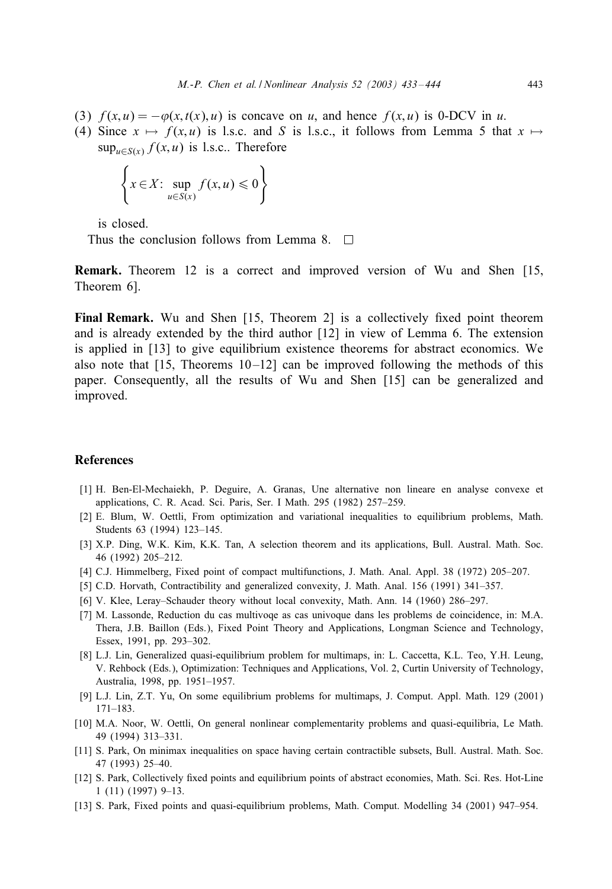(3) $f(x,u) = -\varphi(x,t(x),u)$ is concave on $u$, and hence $f(x,u)$ is 0-DCV in $u$.

(4) Since $x \mapsto f(x,u)$ is l.s.c. and $S$ is l.s.c., it follows from Lemma 5 that $x \mapsto \sup_{u\in S(x)} f(x,u)$ is l.s.c.. Therefore

$$\left\{ x \in X \colon \sup_{u\in S(x)} f(x,u) \leqslant 0 \right\}$$

is closed.

Thus the conclusion follows from Lemma 8. □

**Remark.** Theorem 12 is a correct and improved version of Wu and Shen [15, Theorem 6].

**Final Remark.** Wu and Shen [15, Theorem 2] is a collectively fixed point theorem and is already extended by the third author [12] in view of Lemma 6. The extension is applied in [13] to give equilibrium existence theorems for abstract economics. We also note that [15, Theorems 10–12] can be improved following the methods of this paper. Consequently, all the results of Wu and Shen [15] can be generalized and improved.

## References

[1] H. Ben-El-Mechaiekh, P. Deguire, A. Granas, Une alternative non lineare en analyse convexe et applications, C. R. Acad. Sci. Paris, Ser. I Math. 295 (1982) 257–259.

[2] E. Blum, W. Oettli, From optimization and variational inequalities to equilibrium problems, Math. Students 63 (1994) 123–145.

[3] X.P. Ding, W.K. Kim, K.K. Tan, A selection theorem and its applications, Bull. Austral. Math. Soc. 46 (1992) 205–212.

[4] C.J. Himmelberg, Fixed point of compact multifunctions, J. Math. Anal. Appl. 38 (1972) 205–207.

[5] C.D. Horvath, Contractibility and generalized convexity, J. Math. Anal. 156 (1991) 341–357.

[6] V. Klee, Leray–Schauder theory without local convexity, Math. Ann. 14 (1960) 286–297.

[7] M. Lassonde, Reduction du cas multivoqe as cas univoque dans les problems de coincidence, in: M.A. Thera, J.B. Baillon (Eds.), Fixed Point Theory and Applications, Longman Science and Technology, Essex, 1991, pp. 293–302.

[8] L.J. Lin, Generalized quasi-equilibrium problem for multimaps, in: L. Caccetta, K.L. Teo, Y.H. Leung, V. Rehbock (Eds.), Optimization: Techniques and Applications, Vol. 2, Curtin University of Technology, Australia, 1998, pp. 1951–1957.

[9] L.J. Lin, Z.T. Yu, On some equilibrium problems for multimaps, J. Comput. Appl. Math. 129 (2001) 171–183.

[10] M.A. Noor, W. Oettli, On general nonlinear complementarity problems and quasi-equilibria, Le Math. 49 (1994) 313–331.

[11] S. Park, On minimax inequalities on space having certain contractible subsets, Bull. Austral. Math. Soc. 47 (1993) 25–40.

[12] S. Park, Collectively fixed points and equilibrium points of abstract economies, Math. Sci. Res. Hot-Line 1 (11) (1997) 9–13.

[13] S. Park, Fixed points and quasi-equilibrium problems, Math. Comput. Modelling 34 (2001) 947–954.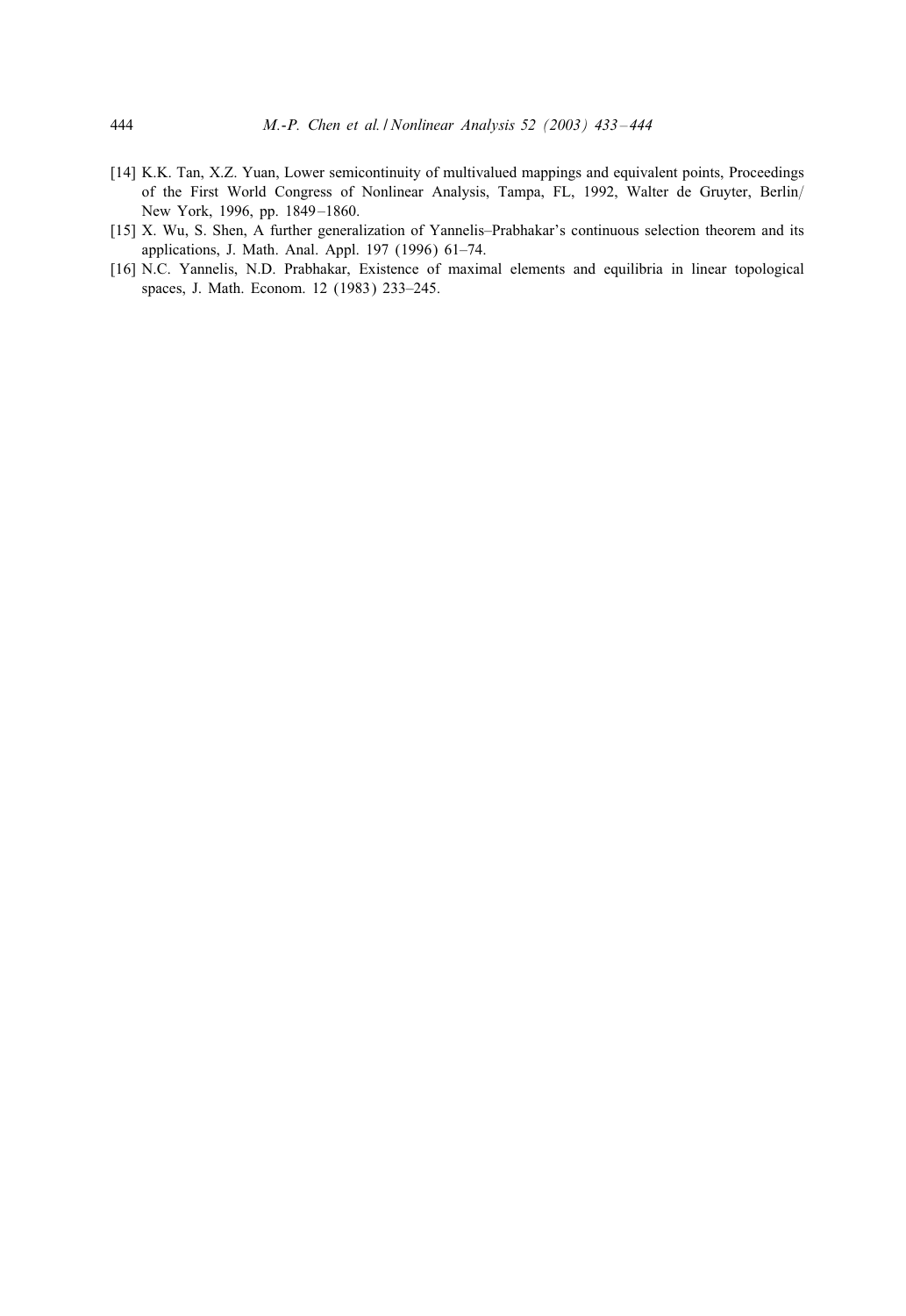[14] K.K. Tan, X.Z. Yuan, Lower semicontinuity of multivalued mappings and equivalent points, Proceedings of the First World Congress of Nonlinear Analysis, Tampa, FL, 1992, Walter de Gruyter, Berlin/New York, 1996, pp. 1849–1860.

[15] X. Wu, S. Shen, A further generalization of Yannelis–Prabhakar's continuous selection theorem and its applications, J. Math. Anal. Appl. 197 (1996) 61–74.

[16] N.C. Yannelis, N.D. Prabhakar, Existence of maximal elements and equilibria in linear topological spaces, J. Math. Econom. 12 (1983) 233–245.